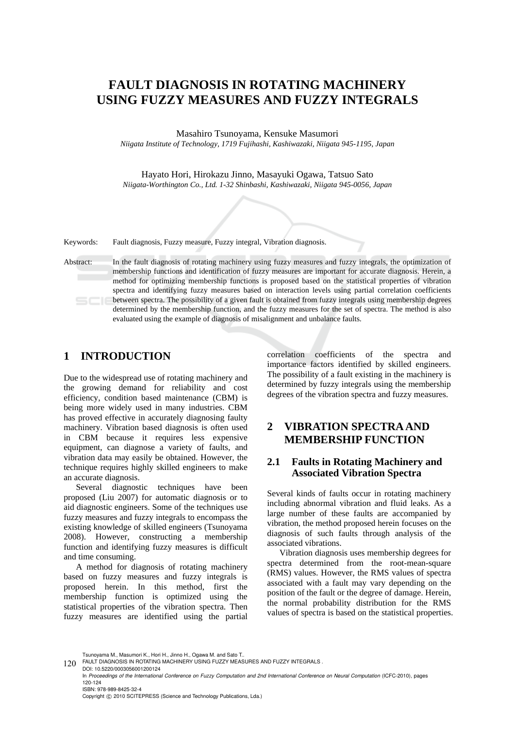# FAULT DIAGNOSIS IN ROTATING MACHINERY USING FUZZY MEASURES AND FUZZY INTEGRALS

Masahiro Tsunoyama, Kensuke Masumori

*Niigata Institute of Technology, 1719 Fujihashi, Kashiwazaki, Niigata 945-1195, Japan*

Hayato Hori, Hirokazu Jinno, Masayuki Ogawa, Tatsuo Sato

*Niigata-Worthington Co., Ltd. 1-32 Shinbashi, Kashiwazaki, Niigata 945-0056, Japan*

Keywords: Fault diagnosis, Fuzzy measure, Fuzzy integral, Vibration diagnosis.

Abstract: In the fault diagnosis of rotating machinery using fuzzy measures and fuzzy integrals, the optimization of membership functions and identification of fuzzy measures are important for accurate diagnosis. Herein, a method for optimizing membership functions is proposed based on the statistical properties of vibration spectra and identifying fuzzy measures based on interaction levels using partial correlation coefficients between spectra. The possibility of a given fault is obtained from fuzzy integrals using membership degrees determined by the membership function, and the fuzzy measures for the set of spectra. The method is also evaluated using the example of diagnosis of misalignment and unbalance faults.

## 1 INTRODUCTION

Due to the widespread use of rotating machinery and the growing demand for reliability and cost efficiency, condition based maintenance (CBM) is being more widely used in many industries. CBM has proved effective in accurately diagnosing faulty machinery. Vibration based diagnosis is often used in CBM because it requires less expensive equipment, can diagnose a variety of faults, and vibration data may easily be obtained. However, the technique requires highly skilled engineers to make an accurate diagnosis.

Several diagnostic techniques have been proposed (Liu 2007) for automatic diagnosis or to aid diagnostic engineers. Some of the techniques use fuzzy measures and fuzzy integrals to encompass the existing knowledge of skilled engineers (Tsunoyama 2008). However, constructing a membership function and identifying fuzzy measures is difficult and time consuming.

A method for diagnosis of rotating machinery based on fuzzy measures and fuzzy integrals is proposed herein. In this method, first the membership function is optimized using the statistical properties of the vibration spectra. Then fuzzy measures are identified using the partial correlation coefficients of the spectra and importance factors identified by skilled engineers. The possibility of a fault existing in the machinery is determined by fuzzy integrals using the membership degrees of the vibration spectra and fuzzy measures.

## 2 VIBRATION SPECTRA AND MEMBERSHIP FUNCTION

### 2.1 Faults in Rotating Machinery and Associated Vibration Spectra

Several kinds of faults occur in rotating machinery including abnormal vibration and fluid leaks. As a large number of these faults are accompanied by vibration, the method proposed herein focuses on the diagnosis of such faults through analysis of the associated vibrations.

Vibration diagnosis uses membership degrees for spectra determined from the root-mean-square (RMS) values. However, the RMS values of spectra associated with a fault may vary depending on the position of the fault or the degree of damage. Herein, the normal probability distribution for the RMS values of spectra is based on the statistical properties.

Tsunoyama M., Masumori K., Hori H., Jinno H., Ogawa M. and Sato T..
FAULT DIAGNOSIS IN ROTATING MACHINERY USING FUZZY MEASURES AND FUZZY INTEGRALS .
DOI: 10.5220/0003056001200124
In *Proceedings of the International Conference on Fuzzy Computation and 2nd International Conference on Neural Computation* (ICFC-2010), pages 120-124
ISBN: 978-989-8425-32-4
Copyright © 2010 SCITEPRESS (Science and Technology Publications, Lda.)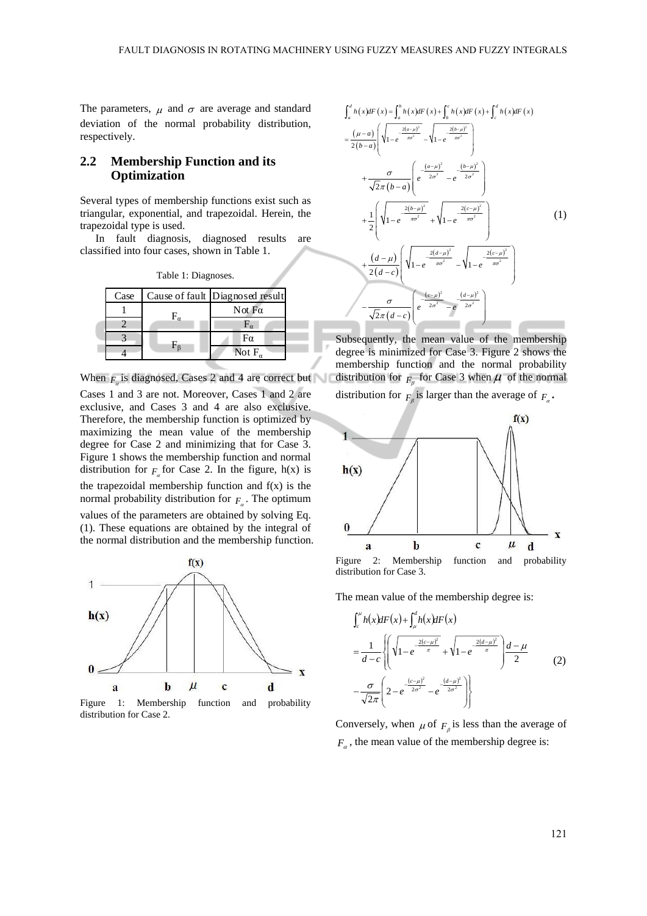The parameters, $\mu$ and $\sigma$ are average and standard deviation of the normal probability distribution, respectively.

## 2.2 Membership Function and its Optimization

Several types of membership functions exist such as triangular, exponential, and trapezoidal. Herein, the trapezoidal type is used.

In fault diagnosis, diagnosed results are classified into four cases, shown in Table 1.

Table 1: Diagnoses.

| Case | Cause of fault | Diagnosed result |
|---|---|---|
| 1 | $F_\alpha$ | Not Fα |
| 2 | | $F_\alpha$ |
| 3 | $F_\beta$ | Fα |
| 4 | | Not $F_\alpha$ |

When $F_\alpha$ is diagnosed, Cases 2 and 4 are correct but Cases 1 and 3 are not. Moreover, Cases 1 and 2 are exclusive, and Cases 3 and 4 are also exclusive. Therefore, the membership function is optimized by maximizing the mean value of the membership degree for Case 2 and minimizing that for Case 3. Figure 1 shows the membership function and normal distribution for $F_\alpha$ for Case 2. In the figure, h(x) is the trapezoidal membership function and f(x) is the normal probability distribution for $F_\alpha$. The optimum values of the parameters are obtained by solving Eq. (1). These equations are obtained by the integral of the normal distribution and the membership function.

Figure 1: Membership function and probability distribution for Case 2.

$$
\begin{aligned}
&\int_a^d h(x)dF(x) = \int_a^b h(x)dF(x) + \int_b^c h(x)dF(x) + \int_c^d h(x)dF(x) \\
&= \frac{(\mu - a)}{2(b-a)}\left(\sqrt{1-e^{-\frac{2(a-\mu)^2}{\pi\sigma^2}}} - \sqrt{1-e^{-\frac{2(b-\mu)^2}{\pi\sigma^2}}}\right) \\
&\quad + \frac{\sigma}{\sqrt{2\pi}(b-a)}\left(e^{-\frac{(a-\mu)^2}{2\sigma^2}} - e^{-\frac{(b-\mu)^2}{2\sigma^2}}\right) \\
&\quad + \frac{1}{2}\left(\sqrt{1-e^{-\frac{2(b-\mu)^2}{\pi\sigma^2}}} + \sqrt{1-e^{-\frac{2(c-\mu)^2}{\pi\sigma^2}}}\right) \\
&\quad + \frac{(d-\mu)}{2(d-c)}\left(\sqrt{1-e^{-\frac{2(d-\mu)^2}{\pi\sigma^2}}} - \sqrt{1-e^{-\frac{2(c-\mu)^2}{\pi\sigma^2}}}\right) \\
&\quad - \frac{\sigma}{\sqrt{2\pi}(d-c)}\left(e^{-\frac{(c-\mu)^2}{2\sigma^2}} - e^{-\frac{(d-\mu)^2}{2\sigma^2}}\right)
\end{aligned}
\tag{1}
$$

Subsequently, the mean value of the membership degree is minimized for Case 3. Figure 2 shows the membership function and the normal probability distribution for $F_\beta$ for Case 3 when $\mu$ of the normal distribution for $F_\beta$ is larger than the average of $F_\alpha$.

Figure 2: Membership function and probability distribution for Case 3.

The mean value of the membership degree is:

$$
\begin{aligned}
&\int_c^\mu h(x)dF(x) + \int_\mu^d h(x)dF(x) \\
&= \frac{1}{d-c}\left\{\left(\sqrt{1-e^{-\frac{2(c-\mu)^2}{\pi}}} + \sqrt{1-e^{-\frac{2(d-\mu)^2}{\pi}}}\right)\frac{d-\mu}{2}\right. \\
&\quad \left. - \frac{\sigma}{\sqrt{2\pi}}\left(2 - e^{-\frac{(c-\mu)^2}{2\sigma^2}} - e^{-\frac{(d-\mu)^2}{2\sigma^2}}\right)\right\}
\end{aligned}
\tag{2}
$$

Conversely, when $\mu$ of $F_\beta$ is less than the average of $F_\alpha$, the mean value of the membership degree is: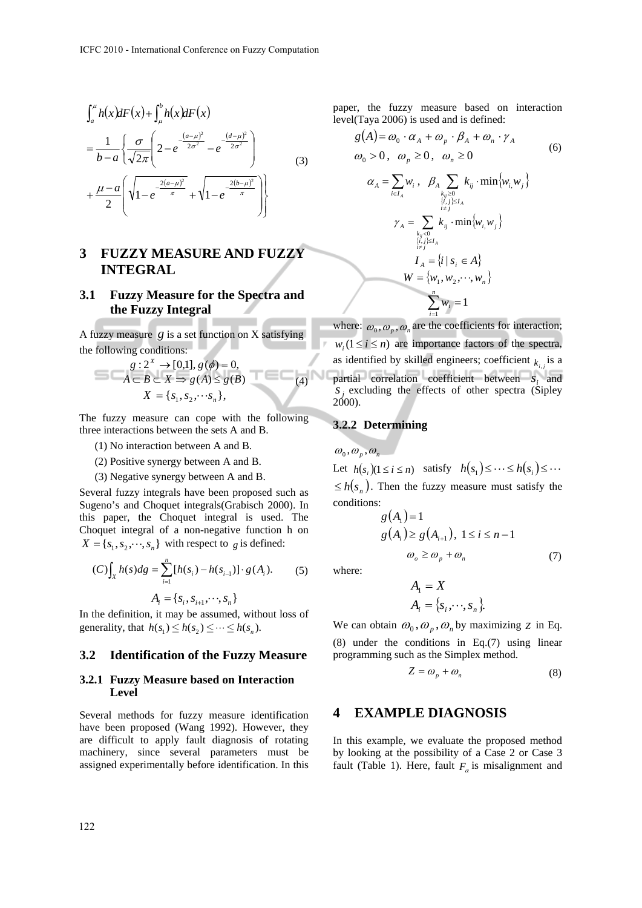$$
\int_a^{\mu} h(x)dF(x) + \int_{\mu}^{b} h(x)dF(x)
$$
$$
= \frac{1}{b-a}\left\{ \frac{\sigma}{\sqrt{2\pi}}\left( 2 - e^{-\frac{(a-\mu)^2}{2\sigma^2}} - e^{-\frac{(d-\mu)^2}{2\sigma^2}} \right) \right. \tag{3}
$$
$$
\left. + \frac{\mu - a}{2}\left( \sqrt{1-e^{-\frac{2(a-\mu)^2}{\pi}}} + \sqrt{1-e^{-\frac{2(b-\mu)^2}{\pi}}} \right) \right\}
$$

## 3 FUZZY MEASURE AND FUZZY INTEGRAL

### 3.1 Fuzzy Measure for the Spectra and the Fuzzy Integral

A fuzzy measure $g$ is a set function on X satisfying the following conditions:

$$
\begin{gathered}
g : 2^X \rightarrow [0,1],\, g(\phi) = 0, \\
A \subset B \subset X \Rightarrow g(A) \leq g(B) \\
X = \{s_1, s_2, \cdots s_n\},
\end{gathered} \tag{4}
$$

The fuzzy measure can cope with the following three interactions between the sets A and B.

(1) No interaction between A and B.

(2) Positive synergy between A and B.

(3) Negative synergy between A and B.

Several fuzzy integrals have been proposed such as Sugeno's and Choquet integrals(Grabisch 2000). In this paper, the Choquet integral is used. The Choquet integral of a non-negative function h on $X = \{s_1, s_2, \cdots, s_n\}$ with respect to $g$ is defined:

$$
(C)\int_X h(s)dg = \sum_{i=1}^{n} [h(s_i) - h(s_{i-1})] \cdot g(A_i). \tag{5}
$$
$$
A_i = \{s_i, s_{i+1}, \cdots, s_n\}
$$

In the definition, it may be assumed, without loss of generality, that $h(s_1) \leq h(s_2) \leq \cdots \leq h(s_n)$.

### 3.2 Identification of the Fuzzy Measure

#### 3.2.1 Fuzzy Measure based on Interaction Level

Several methods for fuzzy measure identification have been proposed (Wang 1992). However, they are difficult to apply fault diagnosis of rotating machinery, since several parameters must be assigned experimentally before identification. In this paper, the fuzzy measure based on interaction level(Taya 2006) is used and is defined:

$$
\begin{gathered}
g(A) = \omega_0 \cdot \alpha_A + \omega_p \cdot \beta_A + \omega_n \cdot \gamma_A \\
\omega_0 > 0,\ \ \omega_p \geq 0,\ \ \omega_n \geq 0 \\
\alpha_A = \sum_{i \in I_A} w_i,\ \ \beta_A \sum_{\substack{k_{ij} \geq 0 \\ \{i,j\} \subseteq I_A \\ i \neq j}} k_{ij} \cdot \min\{w_i, w_j\} \\
\gamma_A = \sum_{\substack{k_{ij} < 0 \\ \{i,j\} \subseteq I_A \\ i \neq j}} k_{ij} \cdot \min\{w_i, w_j\} \\
I_A = \{i \mid s_i \in A\} \\
W = \{w_1, w_2, \cdots, w_n\} \\
\sum_{i=1}^{n} w_i = 1
\end{gathered} \tag{6}
$$

where: $\omega_0, \omega_p, \omega_n$ are the coefficients for interaction; $w_i (1 \leq i \leq n)$ are importance factors of the spectra, as identified by skilled engineers; coefficient $k_{i,j}$ is a partial correlation coefficient between $s_i$ and $s_j$ excluding the effects of other spectra (Sipley 2000).

#### 3.2.2 Determining $\omega_0, \omega_p, \omega_n$

Let $h(s_i)(1 \leq i \leq n)$ satisfy $h(s_1) \leq \cdots \leq h(s_i) \leq \cdots \leq h(s_n)$. Then the fuzzy measure must satisfy the conditions:

$$
\begin{gathered}
g(A_1) = 1 \\
g(A_i) \geq g(A_{i+1}),\ 1 \leq i \leq n-1 \\
\omega_o \geq \omega_p + \omega_n
\end{gathered} \tag{7}
$$

where:

$$
\begin{gathered}
A_1 = X \\
A_i = \{s_i, \cdots, s_n\}.
\end{gathered}
$$

We can obtain $\omega_0, \omega_p, \omega_n$ by maximizing $Z$ in Eq. (8) under the conditions in Eq.(7) using linear programming such as the Simplex method.

$$
Z = \omega_p + \omega_n \tag{8}
$$

## 4 EXAMPLE DIAGNOSIS

In this example, we evaluate the proposed method by looking at the possibility of a Case 2 or Case 3 fault (Table 1). Here, fault $F_{\alpha}$ is misalignment and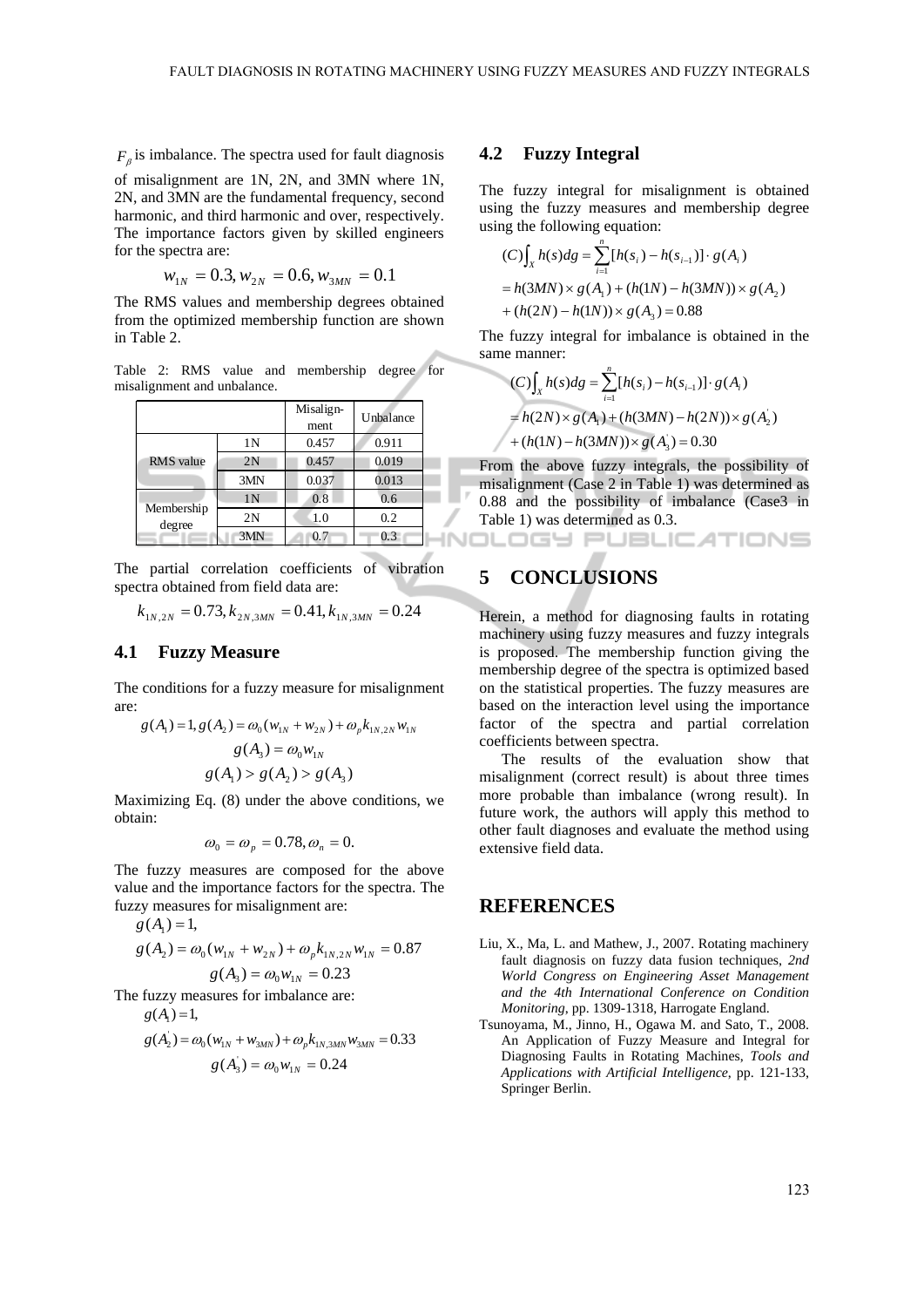$F_\beta$ is imbalance. The spectra used for fault diagnosis of misalignment are 1N, 2N, and 3MN where 1N, 2N, and 3MN are the fundamental frequency, second harmonic, and third harmonic and over, respectively. The importance factors given by skilled engineers for the spectra are:

$$w_{1N} = 0.3, w_{2N} = 0.6, w_{3MN} = 0.1$$

The RMS values and membership degrees obtained from the optimized membership function are shown in Table 2.

Table 2: RMS value and membership degree for misalignment and unbalance.

| | | Misalign-ment | Unbalance |
|---|---|---|---|
| RMS value | 1N | 0.457 | 0.911 |
| | 2N | 0.457 | 0.019 |
| | 3MN | 0.037 | 0.013 |
| Membership degree | 1N | 0.8 | 0.6 |
| | 2N | 1.0 | 0.2 |
| | 3MN | 0.7 | 0.3 |

The partial correlation coefficients of vibration spectra obtained from field data are:

$$k_{1N,2N} = 0.73, k_{2N,3MN} = 0.41, k_{1N,3MN} = 0.24$$

### 4.1 Fuzzy Measure

The conditions for a fuzzy measure for misalignment are:

$$g(A_1) = 1, g(A_2) = \omega_0(w_{1N} + w_{2N}) + \omega_p k_{1N,2N} w_{1N}$$

$$g(A_3) = \omega_0 w_{1N}$$

$$g(A_1) > g(A_2) > g(A_3)$$

Maximizing Eq. (8) under the above conditions, we obtain:

$$\omega_0 = \omega_p = 0.78, \omega_n = 0.$$

The fuzzy measures are composed for the above value and the importance factors for the spectra. The fuzzy measures for misalignment are:

$$g(A_1) = 1,$$

$$g(A_2) = \omega_0(w_{1N} + w_{2N}) + \omega_p k_{1N,2N} w_{1N} = 0.87$$

$$g(A_3) = \omega_0 w_{1N} = 0.23$$

The fuzzy measures for imbalance are:

$$g(A_1^{'}) = 1,$$

$$g(A_2^{'}) = \omega_0(w_{1N} + w_{3MN}) + \omega_p k_{1N,3MN} w_{3MN} = 0.33$$

$$g(A_3^{'}) = \omega_0 w_{1N} = 0.24$$

### 4.2 Fuzzy Integral

The fuzzy integral for misalignment is obtained using the fuzzy measures and membership degree using the following equation:

$$(C)\int_X h(s)dg = \sum_{i=1}^{n}[h(s_i) - h(s_{i-1})] \cdot g(A_i)$$

$$= h(3MN) \times g(A_1) + (h(1N) - h(3MN)) \times g(A_2)$$

$$+ (h(2N) - h(1N)) \times g(A_3) = 0.88$$

The fuzzy integral for imbalance is obtained in the same manner:

$$(C)\int_X h(s)dg = \sum_{i=1}^{n}[h(s_i) - h(s_{i-1})] \cdot g(A_i)$$

$$= h(2N) \times g(A_1) + (h(3MN) - h(2N)) \times g(A_2^{'})$$

$$+ (h(1N) - h(3MN)) \times g(A_3^{'}) = 0.30$$

From the above fuzzy integrals, the possibility of misalignment (Case 2 in Table 1) was determined as 0.88 and the possibility of imbalance (Case3 in Table 1) was determined as 0.3.

## 5 CONCLUSIONS

Herein, a method for diagnosing faults in rotating machinery using fuzzy measures and fuzzy integrals is proposed. The membership function giving the membership degree of the spectra is optimized based on the statistical properties. The fuzzy measures are based on the interaction level using the importance factor of the spectra and partial correlation coefficients between spectra.

The results of the evaluation show that misalignment (correct result) is about three times more probable than imbalance (wrong result). In future work, the authors will apply this method to other fault diagnoses and evaluate the method using extensive field data.

## REFERENCES

Liu, X., Ma, L. and Mathew, J., 2007. Rotating machinery fault diagnosis on fuzzy data fusion techniques, *2nd World Congress on Engineering Asset Management and the 4th International Conference on Condition Monitoring*, pp. 1309-1318, Harrogate England.

Tsunoyama, M., Jinno, H., Ogawa M. and Sato, T., 2008. An Application of Fuzzy Measure and Integral for Diagnosing Faults in Rotating Machines, *Tools and Applications with Artificial Intelligence*, pp. 121-133, Springer Berlin.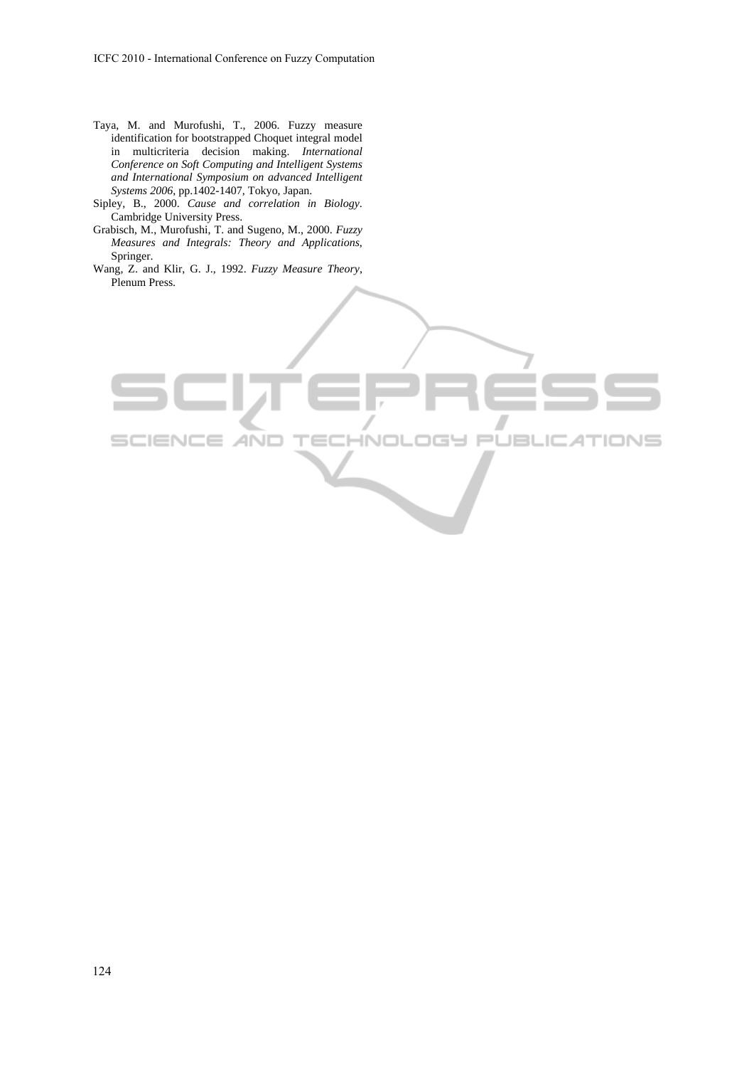Taya, M. and Murofushi, T., 2006. Fuzzy measure identification for bootstrapped Choquet integral model in multicriteria decision making. *International Conference on Soft Computing and Intelligent Systems and International Symposium on advanced Intelligent Systems 2006*, pp.1402-1407, Tokyo, Japan.

Sipley, B., 2000. *Cause and correlation in Biology*. Cambridge University Press.

Grabisch, M., Murofushi, T. and Sugeno, M., 2000. *Fuzzy Measures and Integrals: Theory and Applications*, Springer.

Wang, Z. and Klir, G. J., 1992. *Fuzzy Measure Theory*, Plenum Press.